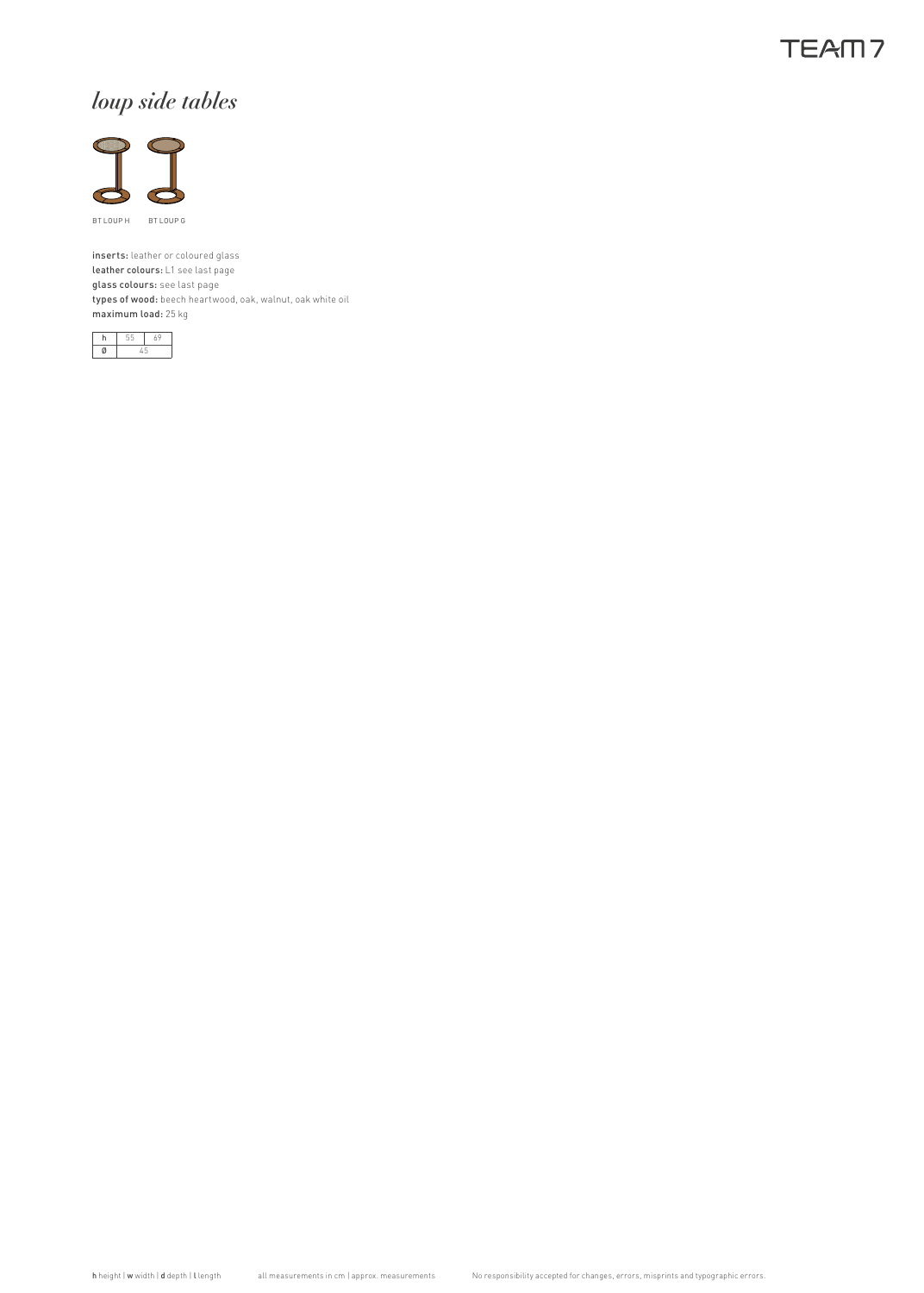# *loup side tables*

BT LOUP H     BT LOUP G

**inserts:** leather or coloured glass
**leather colours:** L1 see last page
**glass colours:** see last page
**types of wood:** beech heartwood, oak, walnut, oak white oil
**maximum load:** 25 kg

| h | 55 | 69 |
|---|---|---|
| Ø | 45 | |

**h** height | **w** width | **d** depth | **l** length     all measurements in cm | approx. measurements     No responsibility accepted for changes, errors, misprints and typographic errors.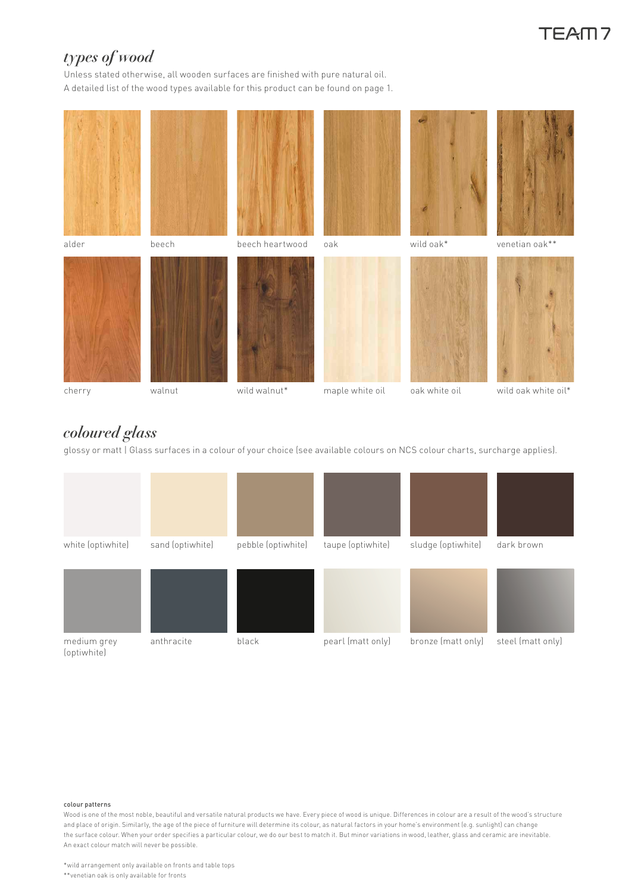## *types of wood*

Unless stated otherwise, all wooden surfaces are finished with pure natural oil.
A detailed list of the wood types available for this product can be found on page 1.

alder

beech

beech heartwood

oak

wild oak*

venetian oak**

cherry

walnut

wild walnut*

maple white oil

oak white oil

wild oak white oil*

## *coloured glass*

glossy or matt | Glass surfaces in a colour of your choice (see available colours on NCS colour charts, surcharge applies).

white (optiwhite)

sand (optiwhite)

pebble (optiwhite)

taupe (optiwhite)

sludge (optiwhite)

dark brown

medium grey (optiwhite)

anthracite

black

pearl (matt only)

bronze (matt only)

steel (matt only)

**colour patterns**

Wood is one of the most noble, beautiful and versatile natural products we have. Every piece of wood is unique. Differences in colour are a result of the wood's structure and place of origin. Similarly, the age of the piece of furniture will determine its colour, as natural factors in your home's environment (e.g. sunlight) can change the surface colour. When your order specifies a particular colour, we do our best to match it. But minor variations in wood, leather, glass and ceramic are inevitable. An exact colour match will never be possible.

*wild arrangement only available on fronts and table tops
**venetian oak is only available for fronts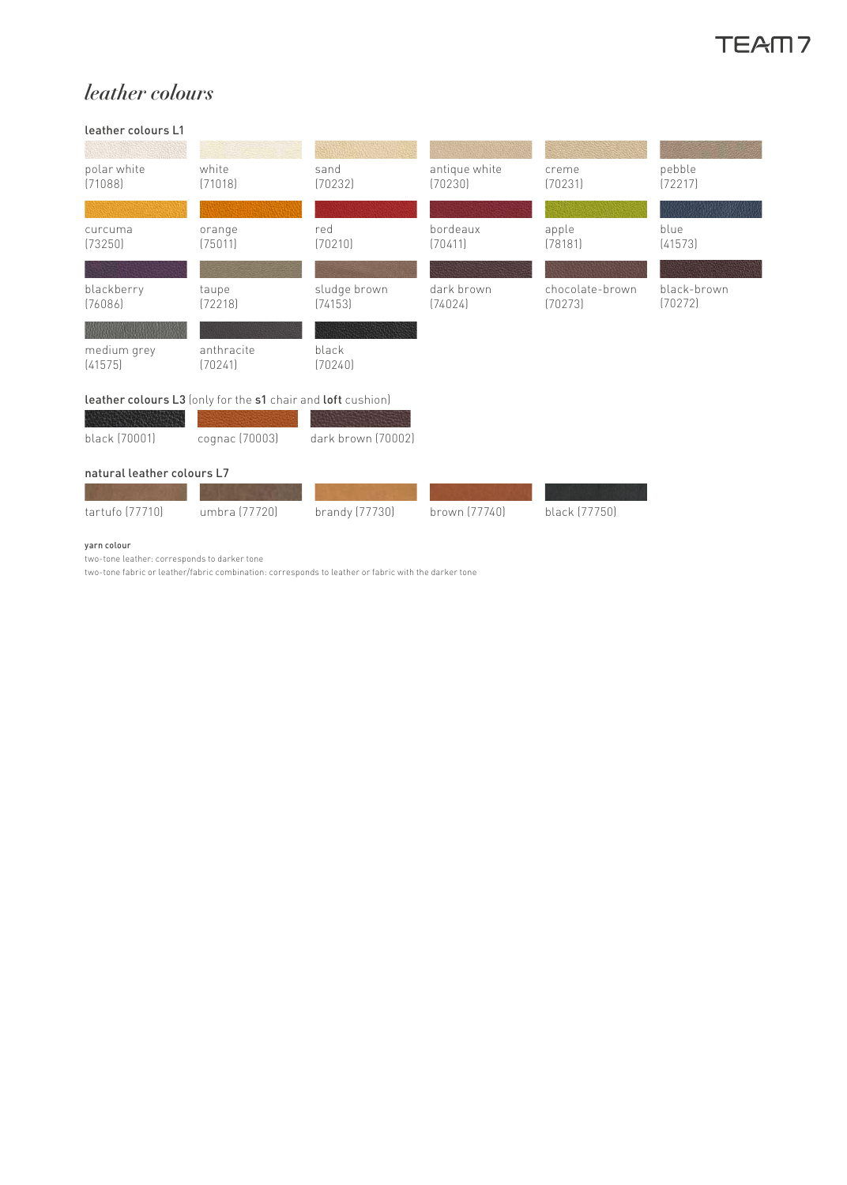# *leather colours*

## leather colours L1

| | | | | | |
|---|---|---|---|---|---|
| polar white (71088) | white (71018) | sand (70232) | antique white (70230) | creme (70231) | pebble (72217) |
| curcuma (73250) | orange (75011) | red (70210) | bordeaux (70411) | apple (78181) | blue (41573) |
| blackberry (76086) | taupe (72218) | sludge brown (74153) | dark brown (74024) | chocolate-brown (70273) | black-brown (70272) |
| medium grey (41575) | anthracite (70241) | black (70240) | | | |

## leather colours L3 (only for the **s1** chair and **loft** cushion)

| | | |
|---|---|---|
| black (70001) | cognac (70003) | dark brown (70002) |

## natural leather colours L7

| | | | | |
|---|---|---|---|---|
| tartufo (77710) | umbra (77720) | brandy (77730) | brown (77740) | black (77750) |

**yarn colour**

two-tone leather: corresponds to darker tone

two-tone fabric or leather/fabric combination: corresponds to leather or fabric with the darker tone